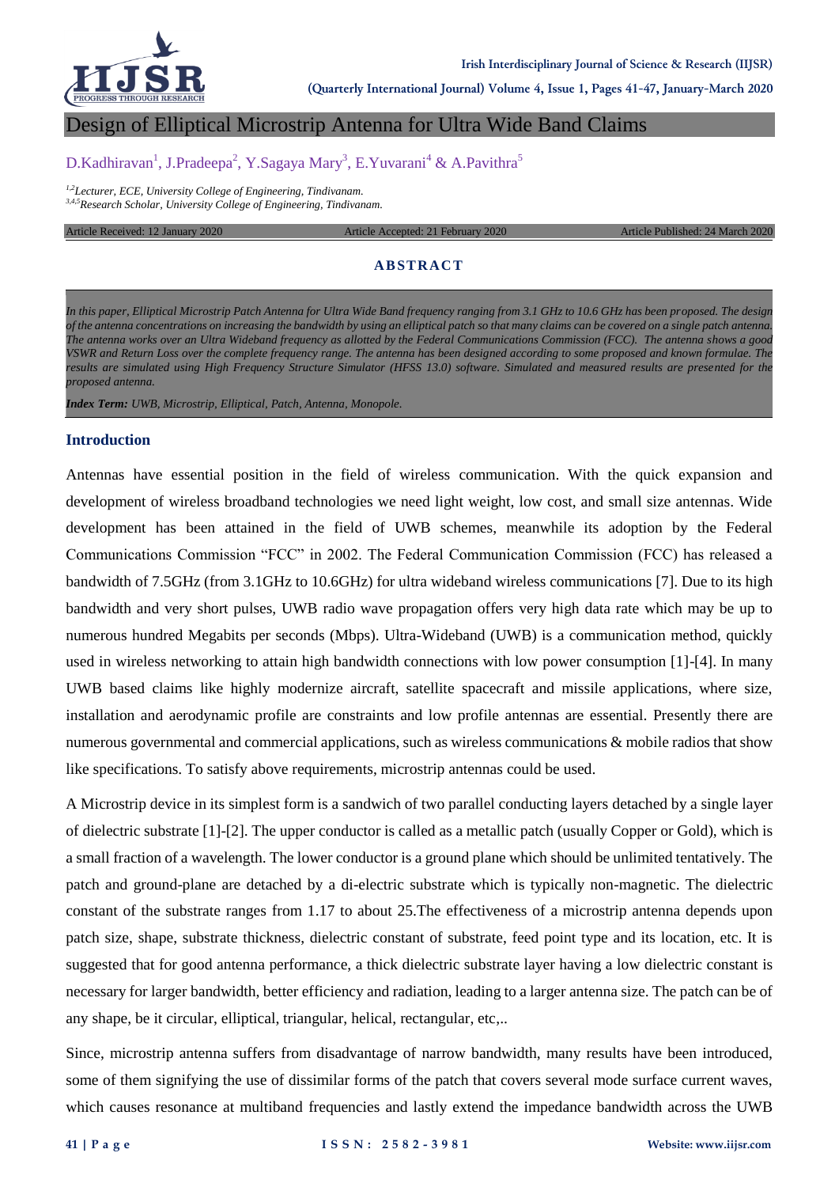# Design of Elliptical Microstrip Antenna for Ultra Wide Band Claims

D.Kadhiravan[1], J.Pradeepa[2], Y.Sagaya Mary[3], E.Yuvarani[4] & A.Pavithra[5]

*[1,2]Lecturer, ECE, University College of Engineering, Tindivanam.*
*[3,4,5]Research Scholar, University College of Engineering, Tindivanam.*

Article Received: 12 January 2020 | Article Accepted: 21 February 2020 | Article Published: 24 March 2020

## ABSTRACT

*In this paper, Elliptical Microstrip Patch Antenna for Ultra Wide Band frequency ranging from 3.1 GHz to 10.6 GHz has been proposed. The design of the antenna concentrations on increasing the bandwidth by using an elliptical patch so that many claims can be covered on a single patch antenna. The antenna works over an Ultra Wideband frequency as allotted by the Federal Communications Commission (FCC). The antenna shows a good VSWR and Return Loss over the complete frequency range. The antenna has been designed according to some proposed and known formulae. The results are simulated using High Frequency Structure Simulator (HFSS 13.0) software. Simulated and measured results are presented for the proposed antenna.*

***Index Term:*** *UWB, Microstrip, Elliptical, Patch, Antenna, Monopole.*

## Introduction

Antennas have essential position in the field of wireless communication. With the quick expansion and development of wireless broadband technologies we need light weight, low cost, and small size antennas. Wide development has been attained in the field of UWB schemes, meanwhile its adoption by the Federal Communications Commission "FCC" in 2002. The Federal Communication Commission (FCC) has released a bandwidth of 7.5GHz (from 3.1GHz to 10.6GHz) for ultra wideband wireless communications [7]. Due to its high bandwidth and very short pulses, UWB radio wave propagation offers very high data rate which may be up to numerous hundred Megabits per seconds (Mbps). Ultra-Wideband (UWB) is a communication method, quickly used in wireless networking to attain high bandwidth connections with low power consumption [1]-[4]. In many UWB based claims like highly modernize aircraft, satellite spacecraft and missile applications, where size, installation and aerodynamic profile are constraints and low profile antennas are essential. Presently there are numerous governmental and commercial applications, such as wireless communications & mobile radios that show like specifications. To satisfy above requirements, microstrip antennas could be used.

A Microstrip device in its simplest form is a sandwich of two parallel conducting layers detached by a single layer of dielectric substrate [1]-[2]. The upper conductor is called as a metallic patch (usually Copper or Gold), which is a small fraction of a wavelength. The lower conductor is a ground plane which should be unlimited tentatively. The patch and ground-plane are detached by a di-electric substrate which is typically non-magnetic. The dielectric constant of the substrate ranges from 1.17 to about 25.The effectiveness of a microstrip antenna depends upon patch size, shape, substrate thickness, dielectric constant of substrate, feed point type and its location, etc. It is suggested that for good antenna performance, a thick dielectric substrate layer having a low dielectric constant is necessary for larger bandwidth, better efficiency and radiation, leading to a larger antenna size. The patch can be of any shape, be it circular, elliptical, triangular, helical, rectangular, etc,..

Since, microstrip antenna suffers from disadvantage of narrow bandwidth, many results have been introduced, some of them signifying the use of dissimilar forms of the patch that covers several mode surface current waves, which causes resonance at multiband frequencies and lastly extend the impedance bandwidth across the UWB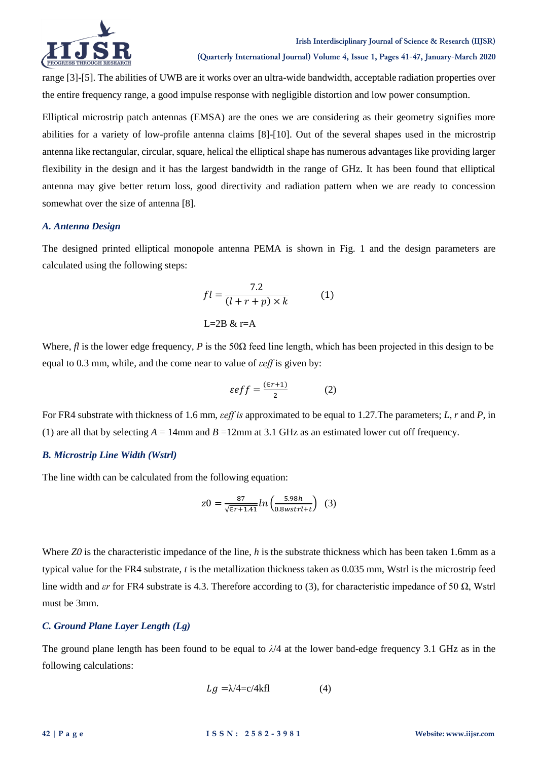range [3]-[5]. The abilities of UWB are it works over an ultra-wide bandwidth, acceptable radiation properties over the entire frequency range, a good impulse response with negligible distortion and low power consumption.

Elliptical microstrip patch antennas (EMSA) are the ones we are considering as their geometry signifies more abilities for a variety of low-profile antenna claims [8]-[10]. Out of the several shapes used in the microstrip antenna like rectangular, circular, square, helical the elliptical shape has numerous advantages like providing larger flexibility in the design and it has the largest bandwidth in the range of GHz. It has been found that elliptical antenna may give better return loss, good directivity and radiation pattern when we are ready to concession somewhat over the size of antenna [8].

### A. Antenna Design

The designed printed elliptical monopole antenna PEMA is shown in Fig. 1 and the design parameters are calculated using the following steps:

$$fl = \frac{7.2}{(l + r + p) \times k} \qquad (1)$$

L=2B & r=A

Where, $fl$ is the lower edge frequency, $P$ is the 50Ω feed line length, which has been projected in this design to be equal to 0.3 mm, while, and the come near to value of $\varepsilon eff$ is given by:

$$\varepsilon eff = \frac{(\epsilon r + 1)}{2} \qquad (2)$$

For FR4 substrate with thickness of 1.6 mm, $\varepsilon eff$ *is* approximated to be equal to 1.27.The parameters; $L$, $r$ and $P$, in (1) are all that by selecting $A$ = 14mm and $B$ =12mm at 3.1 GHz as an estimated lower cut off frequency.

### B. Microstrip Line Width (Wstrl)

The line width can be calculated from the following equation:

$$z0 = \frac{87}{\sqrt{\epsilon r + 1.41}} ln\left(\frac{5.98h}{0.8wstrl + t}\right) \quad (3)$$

Where $Z0$ is the characteristic impedance of the line, $h$ is the substrate thickness which has been taken 1.6mm as a typical value for the FR4 substrate, $t$ is the metallization thickness taken as 0.035 mm, Wstrl is the microstrip feed line width and $\varepsilon r$ for FR4 substrate is 4.3. Therefore according to (3), for characteristic impedance of 50 Ω, Wstrl must be 3mm.

### C. Ground Plane Layer Length (Lg)

The ground plane length has been found to be equal to $\lambda/4$ at the lower band-edge frequency 3.1 GHz as in the following calculations:

$$Lg = \lambda/4 = c/4kfl \qquad (4)$$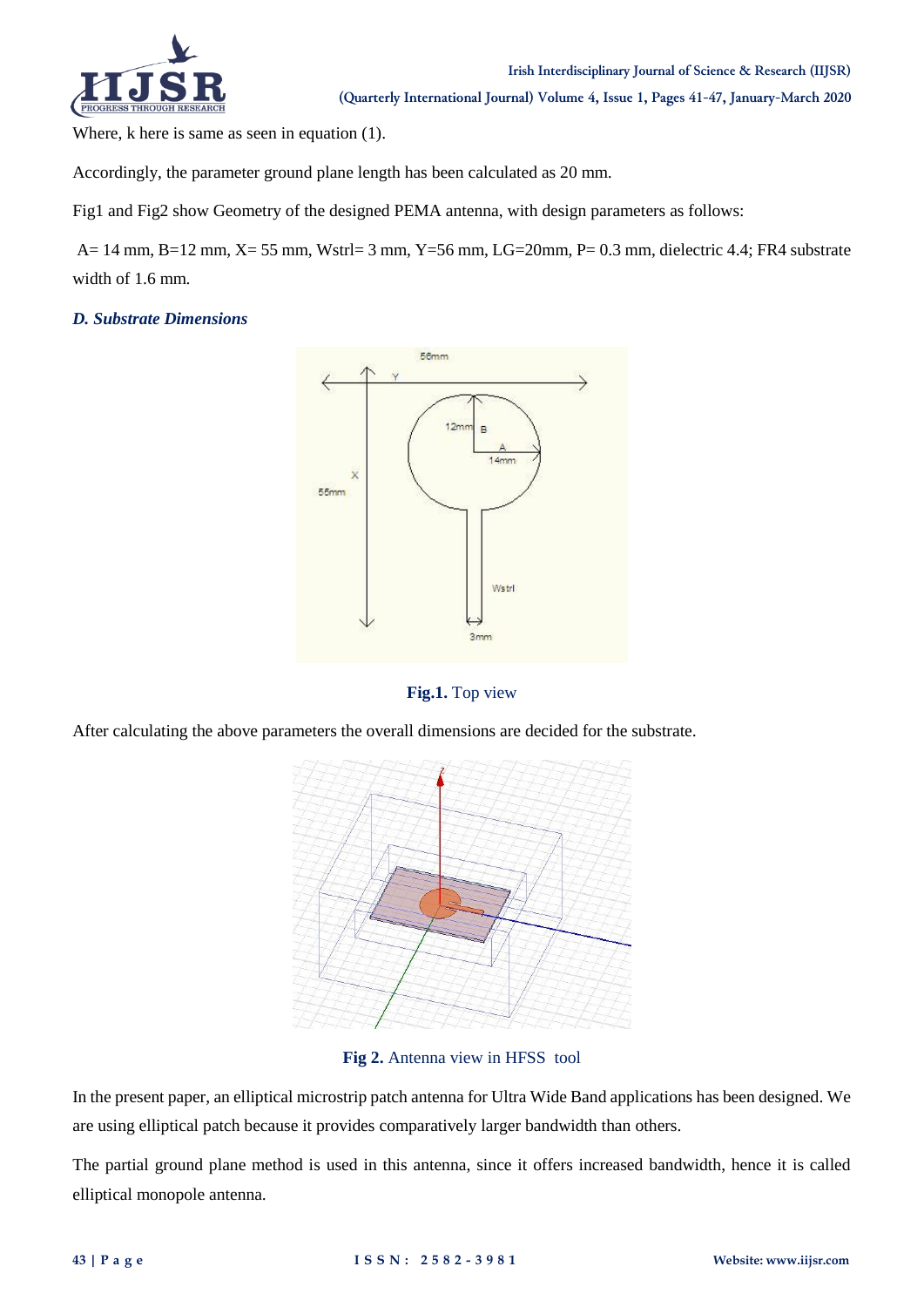Where, k here is same as seen in equation (1).

Accordingly, the parameter ground plane length has been calculated as 20 mm.

Fig1 and Fig2 show Geometry of the designed PEMA antenna, with design parameters as follows:

A= 14 mm, B=12 mm, X= 55 mm, Wstrl= 3 mm, Y=56 mm, LG=20mm, P= 0.3 mm, dielectric 4.4; FR4 substrate width of 1.6 mm.

### *D. Substrate Dimensions*

**Fig.1.** Top view

After calculating the above parameters the overall dimensions are decided for the substrate.

**Fig 2.** Antenna view in HFSS tool

In the present paper, an elliptical microstrip patch antenna for Ultra Wide Band applications has been designed. We are using elliptical patch because it provides comparatively larger bandwidth than others.

The partial ground plane method is used in this antenna, since it offers increased bandwidth, hence it is called elliptical monopole antenna.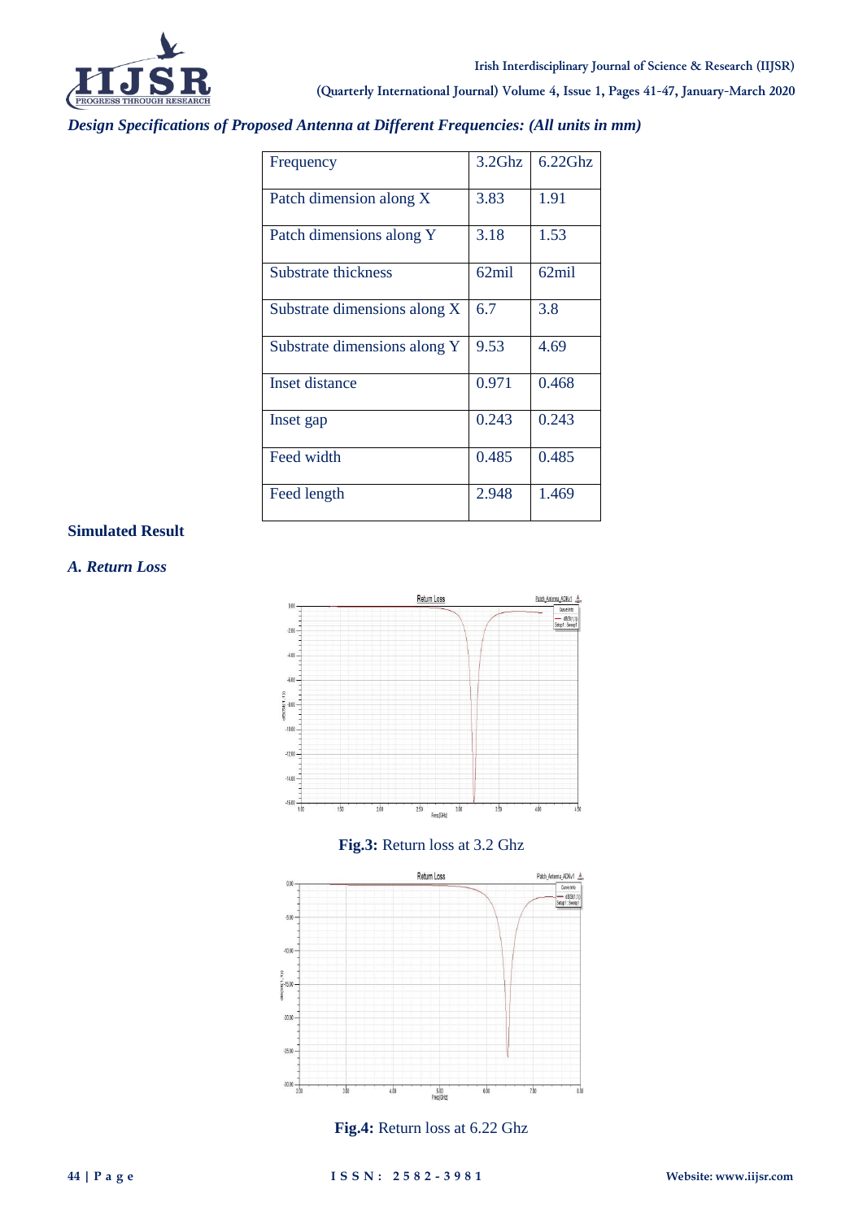*Design Specifications of Proposed Antenna at Different Frequencies: (All units in mm)*

| Frequency | 3.2Ghz | 6.22Ghz |
|---|---|---|
| Patch dimension along X | 3.83 | 1.91 |
| Patch dimensions along Y | 3.18 | 1.53 |
| Substrate thickness | 62mil | 62mil |
| Substrate dimensions along X | 6.7 | 3.8 |
| Substrate dimensions along Y | 9.53 | 4.69 |
| Inset distance | 0.971 | 0.468 |
| Inset gap | 0.243 | 0.243 |
| Feed width | 0.485 | 0.485 |
| Feed length | 2.948 | 1.469 |

**Simulated Result**

***A. Return Loss***

**Fig.3:** Return loss at 3.2 Ghz

**Fig.4:** Return loss at 6.22 Ghz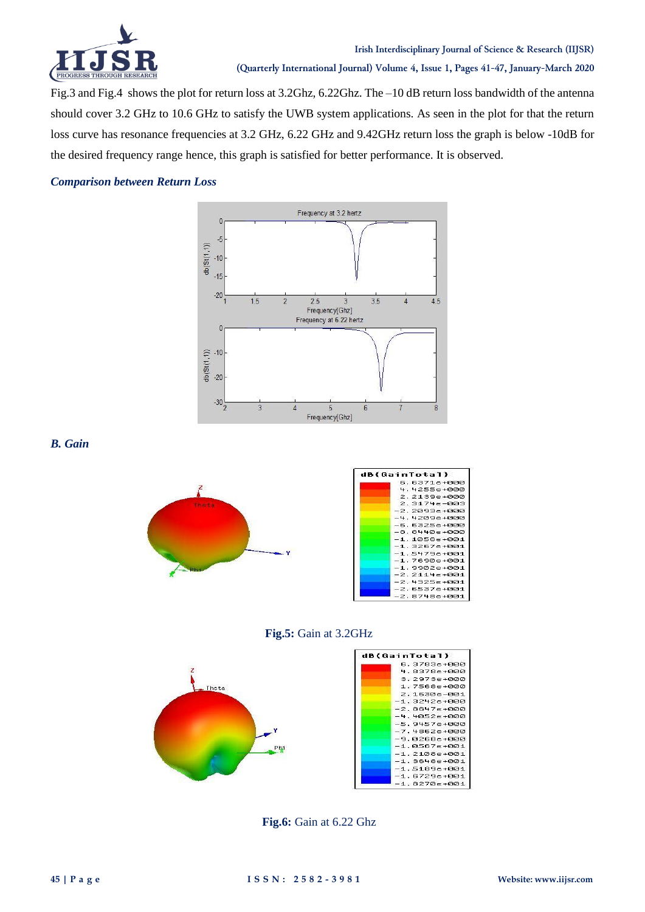Fig.3 and Fig.4 shows the plot for return loss at 3.2Ghz, 6.22Ghz. The –10 dB return loss bandwidth of the antenna should cover 3.2 GHz to 10.6 GHz to satisfy the UWB system applications. As seen in the plot for that the return loss curve has resonance frequencies at 3.2 GHz, 6.22 GHz and 9.42GHz return loss the graph is below -10dB for the desired frequency range hence, this graph is satisfied for better performance. It is observed.

### *Comparison between Return Loss*

### *B. Gain*

**Fig.5:** Gain at 3.2GHz

**Fig.6:** Gain at 6.22 Ghz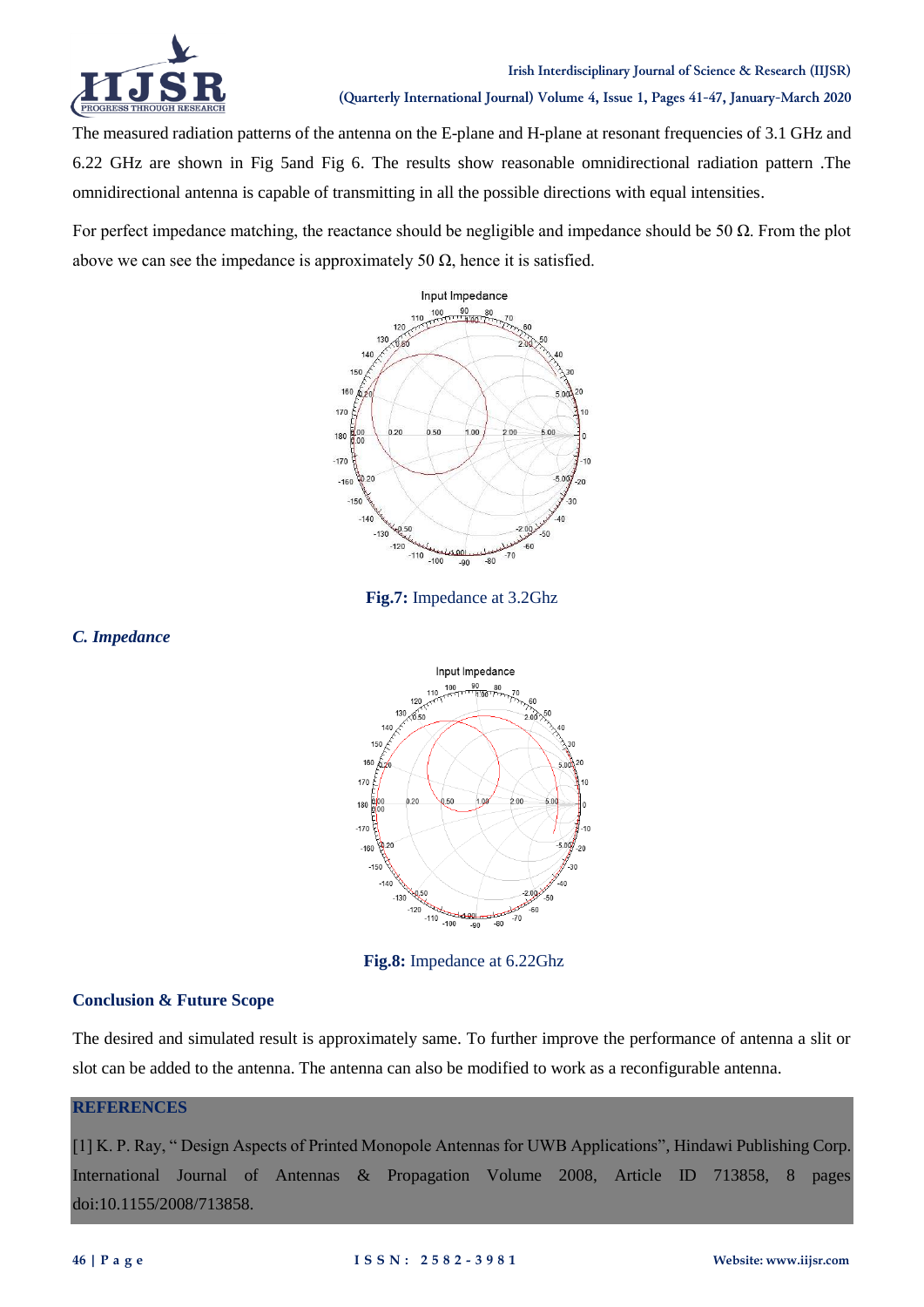The measured radiation patterns of the antenna on the E-plane and H-plane at resonant frequencies of 3.1 GHz and 6.22 GHz are shown in Fig 5and Fig 6. The results show reasonable omnidirectional radiation pattern .The omnidirectional antenna is capable of transmitting in all the possible directions with equal intensities.

For perfect impedance matching, the reactance should be negligible and impedance should be 50 Ω. From the plot above we can see the impedance is approximately 50 Ω, hence it is satisfied.

**Fig.7:** Impedance at 3.2Ghz

### *C. Impedance*

**Fig.8:** Impedance at 6.22Ghz

### Conclusion & Future Scope

The desired and simulated result is approximately same. To further improve the performance of antenna a slit or slot can be added to the antenna. The antenna can also be modified to work as a reconfigurable antenna.

### REFERENCES

[1] K. P. Ray, " Design Aspects of Printed Monopole Antennas for UWB Applications", Hindawi Publishing Corp. International Journal of Antennas & Propagation Volume 2008, Article ID 713858, 8 pages doi:10.1155/2008/713858.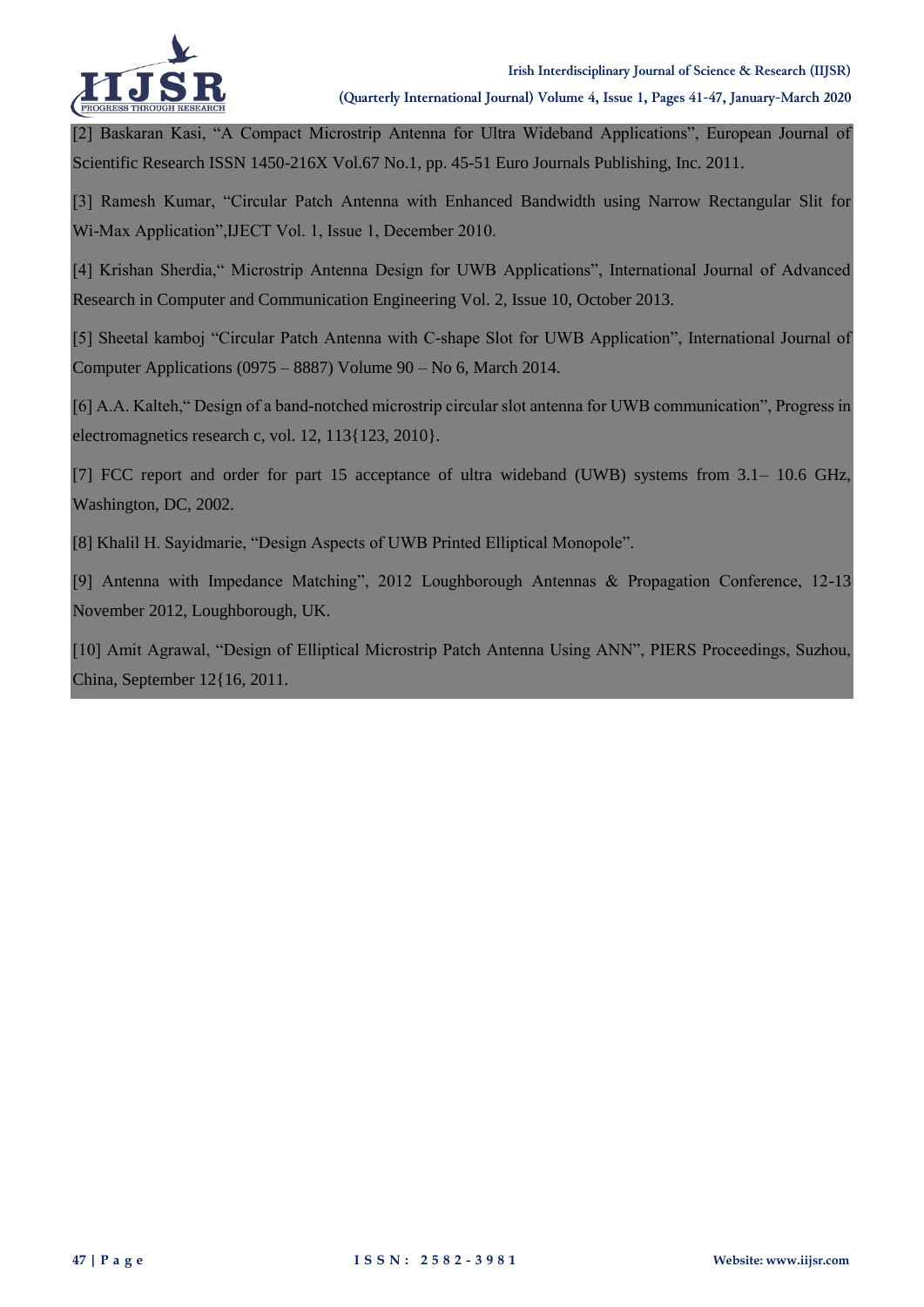[2] Baskaran Kasi, "A Compact Microstrip Antenna for Ultra Wideband Applications", European Journal of Scientific Research ISSN 1450-216X Vol.67 No.1, pp. 45-51 Euro Journals Publishing, Inc. 2011.

[3] Ramesh Kumar, "Circular Patch Antenna with Enhanced Bandwidth using Narrow Rectangular Slit for Wi-Max Application",IJECT Vol. 1, Issue 1, December 2010.

[4] Krishan Sherdia," Microstrip Antenna Design for UWB Applications", International Journal of Advanced Research in Computer and Communication Engineering Vol. 2, Issue 10, October 2013.

[5] Sheetal kamboj "Circular Patch Antenna with C-shape Slot for UWB Application", International Journal of Computer Applications (0975 – 8887) Volume 90 – No 6, March 2014.

[6] A.A. Kalteh," Design of a band-notched microstrip circular slot antenna for UWB communication", Progress in electromagnetics research c, vol. 12, 113{123, 2010}.

[7] FCC report and order for part 15 acceptance of ultra wideband (UWB) systems from 3.1– 10.6 GHz, Washington, DC, 2002.

[8] Khalil H. Sayidmarie, "Design Aspects of UWB Printed Elliptical Monopole".

[9] Antenna with Impedance Matching", 2012 Loughborough Antennas & Propagation Conference, 12-13 November 2012, Loughborough, UK.

[10] Amit Agrawal, "Design of Elliptical Microstrip Patch Antenna Using ANN", PIERS Proceedings, Suzhou, China, September 12{16, 2011.